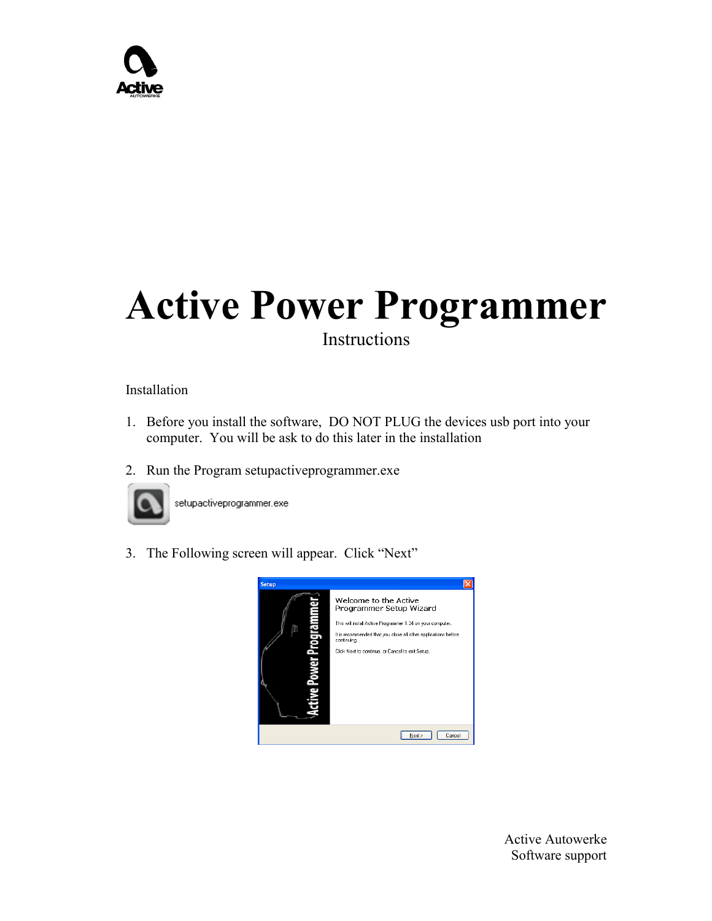# Active Power Programmer

Instructions

Installation

1. Before you install the software, DO NOT PLUG the devices usb port into your computer. You will be ask to do this later in the installation

2. Run the Program setupactiveprogrammer.exe

3. The Following screen will appear. Click “Next”

Active Autowerke
Software support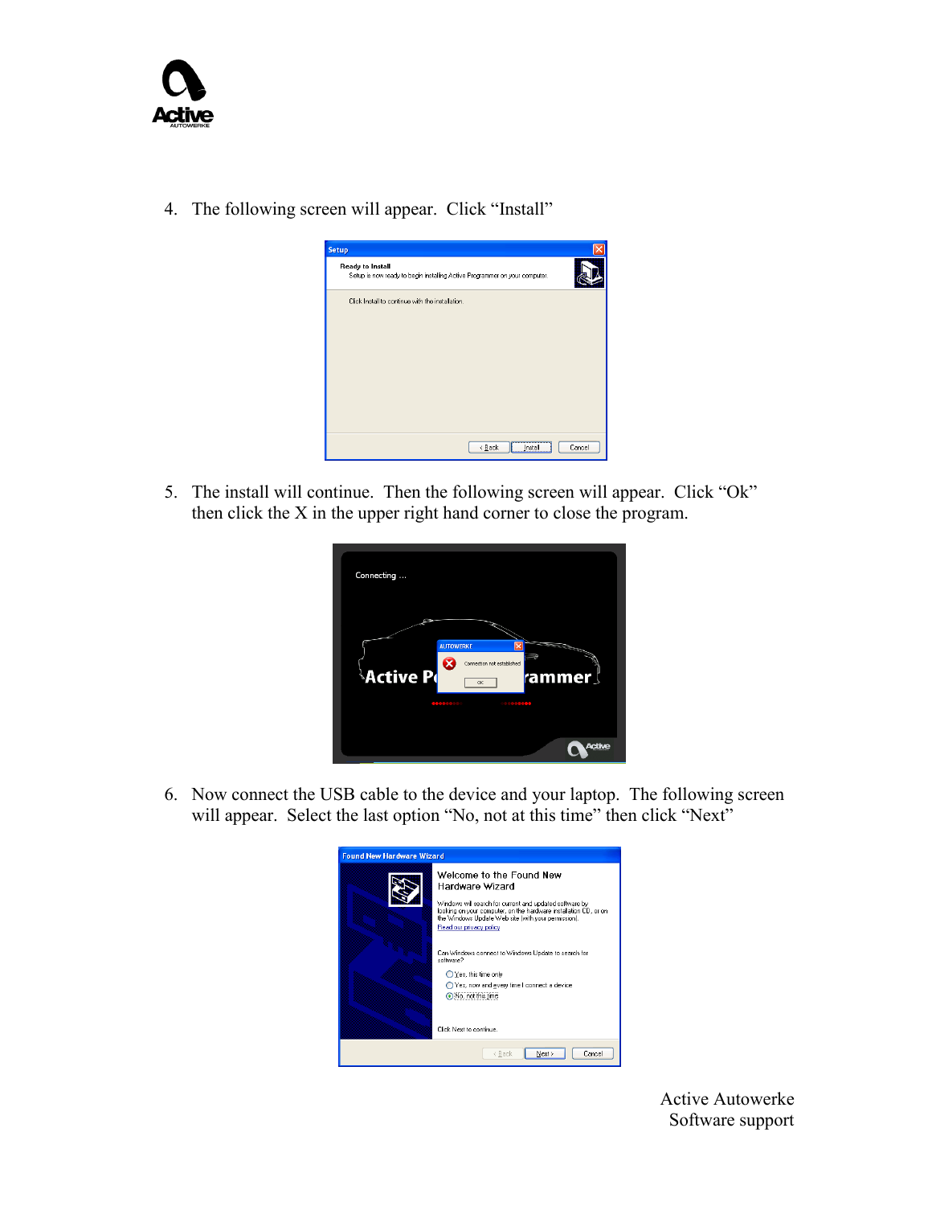4. The following screen will appear. Click “Install”

5. The install will continue. Then the following screen will appear. Click “Ok” then click the X in the upper right hand corner to close the program.

6. Now connect the USB cable to the device and your laptop. The following screen will appear. Select the last option “No, not at this time” then click “Next”

Active Autowerke
Software support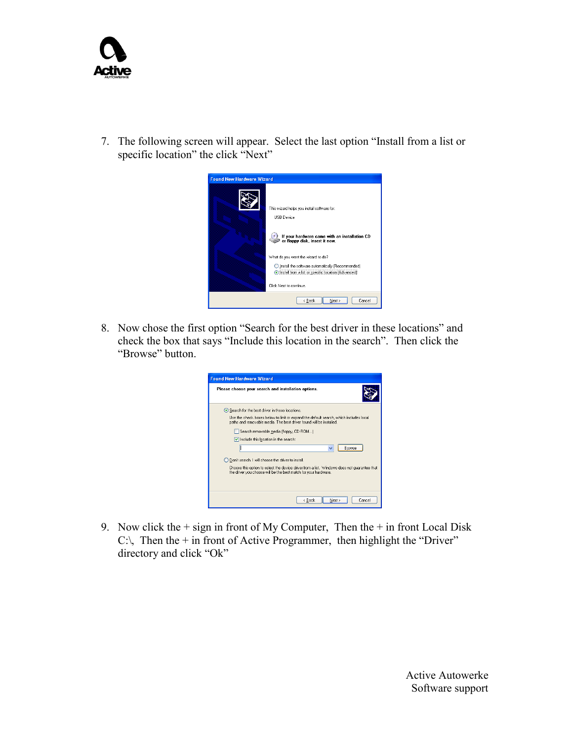7. The following screen will appear.  Select the last option "Install from a list or specific location" the click "Next"

8. Now chose the first option "Search for the best driver in these locations" and check the box that says "Include this location in the search".  Then click the "Browse" button.

9. Now click the + sign in front of My Computer,  Then the + in front Local Disk C:\,  Then the + in front of Active Programmer,  then highlight the "Driver" directory and click "Ok"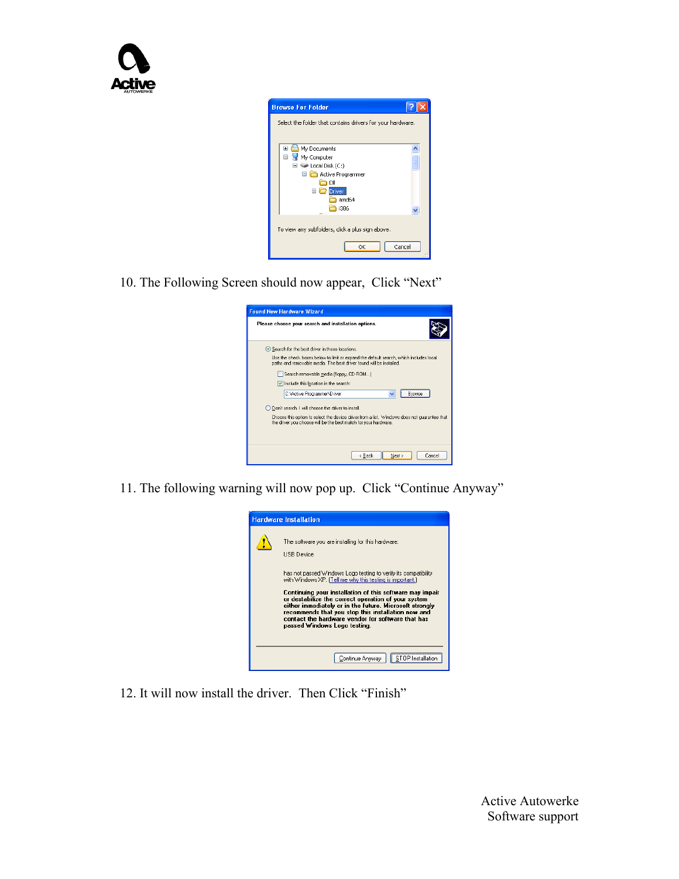10. The Following Screen should now appear, Click "Next"

11. The following warning will now pop up. Click "Continue Anyway"

12. It will now install the driver. Then Click "Finish"

Active Autowerke
Software support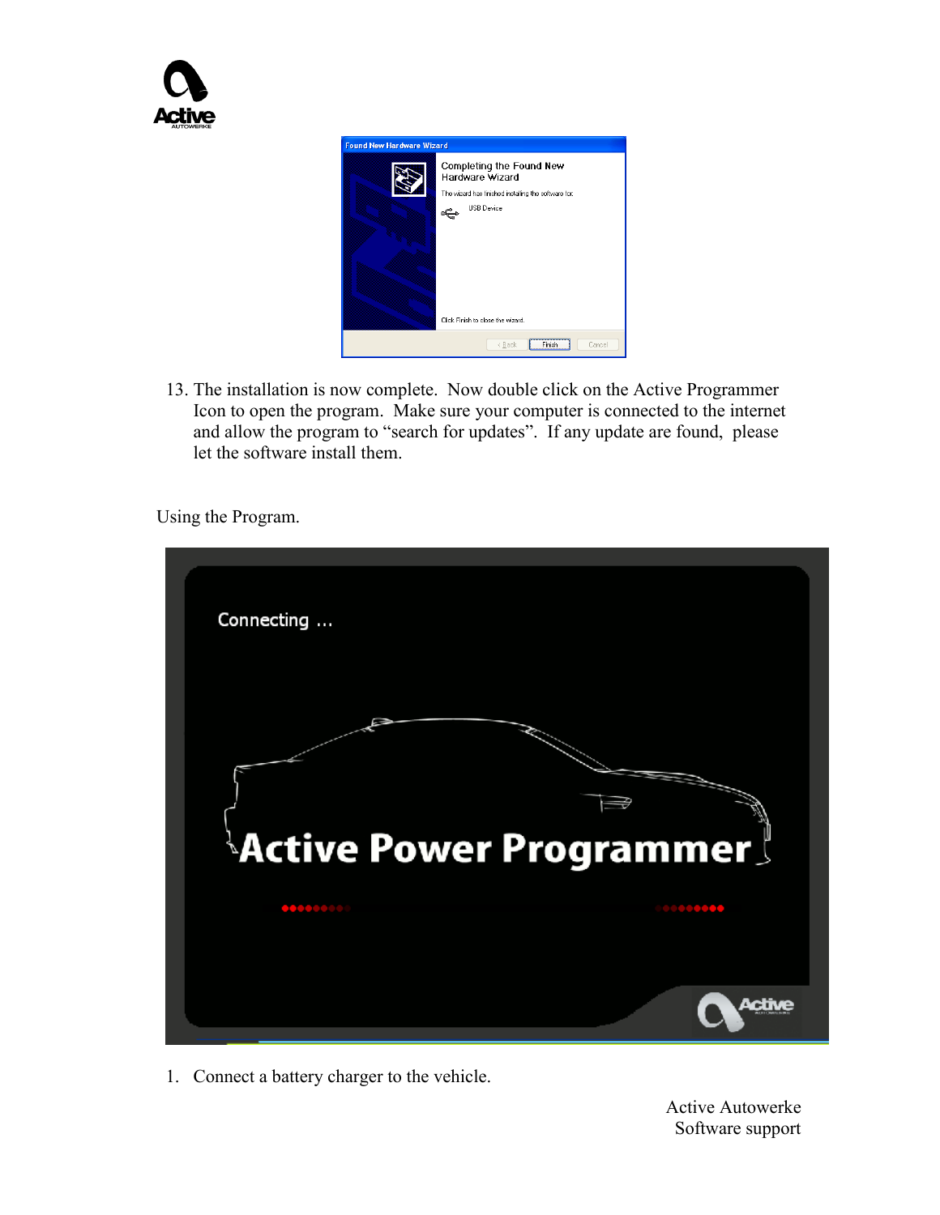13. The installation is now complete. Now double click on the Active Programmer Icon to open the program. Make sure your computer is connected to the internet and allow the program to "search for updates". If any update are found, please let the software install them.

Using the Program.

1. Connect a battery charger to the vehicle.

Active Autowerke
Software support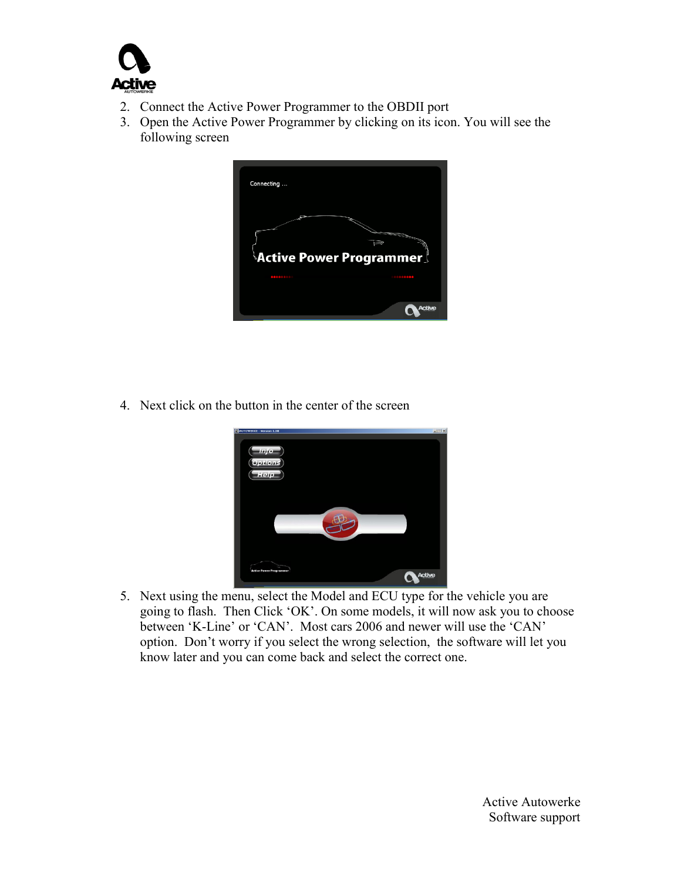2. Connect the Active Power Programmer to the OBDII port
3. Open the Active Power Programmer by clicking on its icon. You will see the following screen

4. Next click on the button in the center of the screen

5. Next using the menu, select the Model and ECU type for the vehicle you are going to flash. Then Click 'OK'. On some models, it will now ask you to choose between 'K-Line' or 'CAN'. Most cars 2006 and newer will use the 'CAN' option. Don't worry if you select the wrong selection, the software will let you know later and you can come back and select the correct one.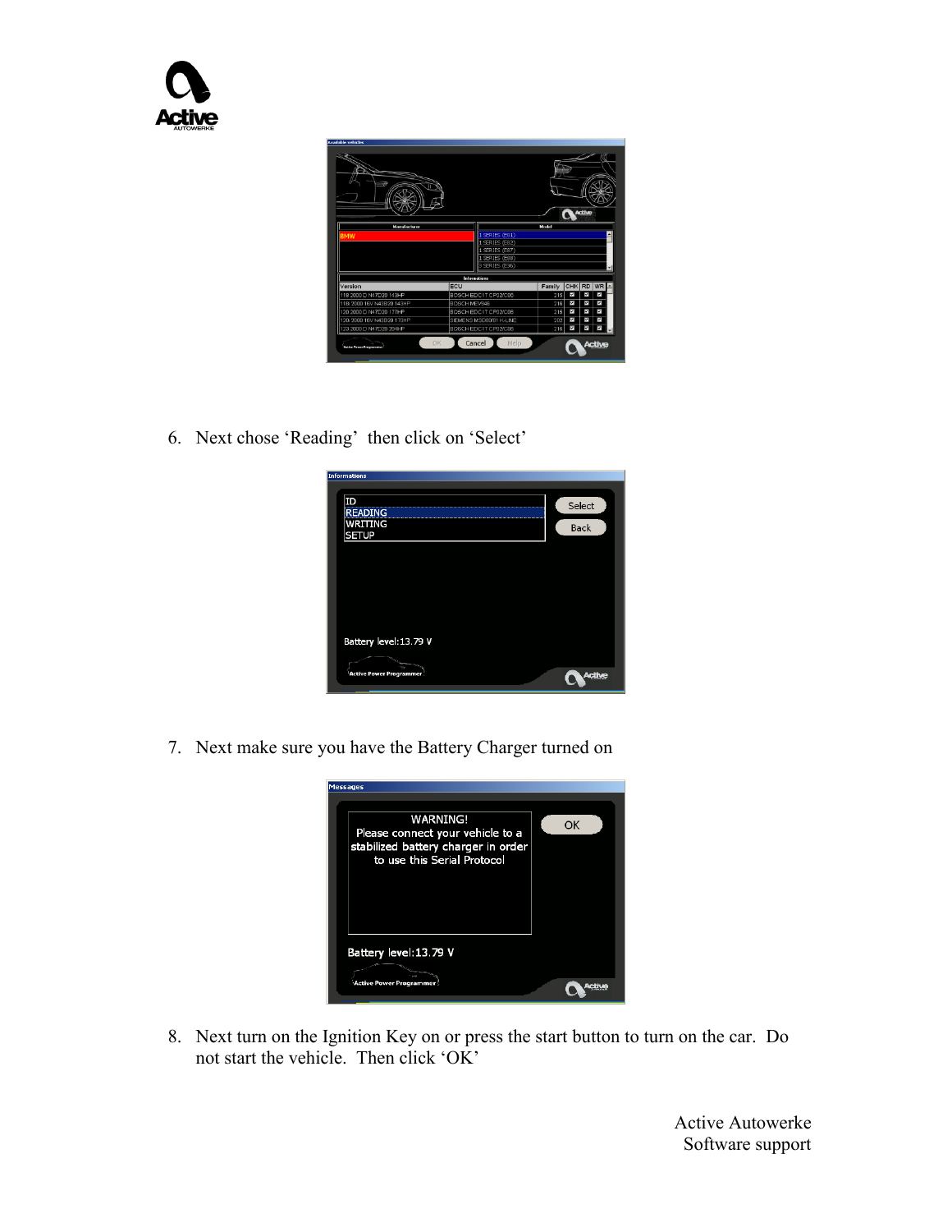6. Next chose 'Reading' then click on 'Select'

7. Next make sure you have the Battery Charger turned on

8. Next turn on the Ignition Key on or press the start button to turn on the car. Do not start the vehicle. Then click 'OK'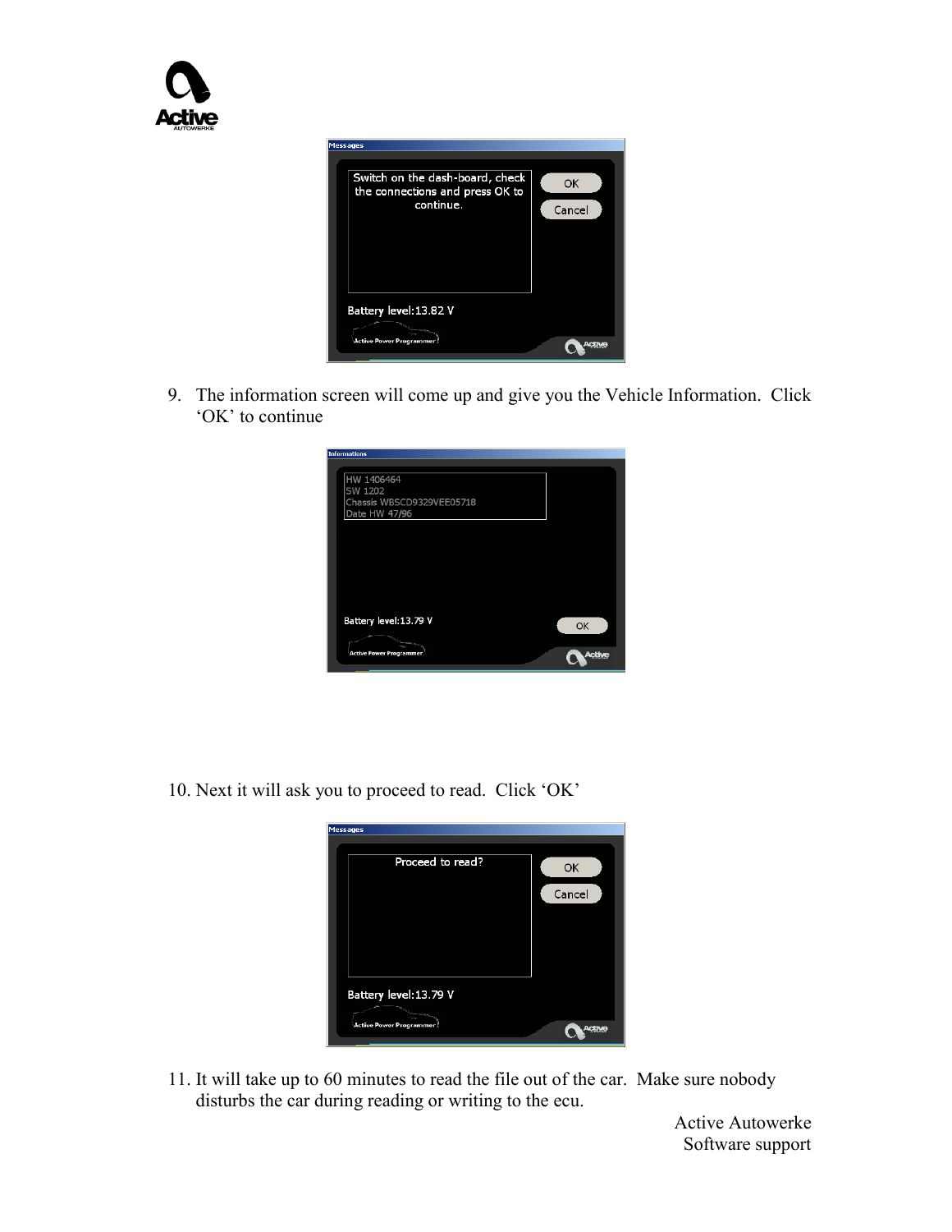9. The information screen will come up and give you the Vehicle Information. Click 'OK' to continue

10. Next it will ask you to proceed to read. Click 'OK'

11. It will take up to 60 minutes to read the file out of the car. Make sure nobody disturbs the car during reading or writing to the ecu.

Active Autowerke
Software support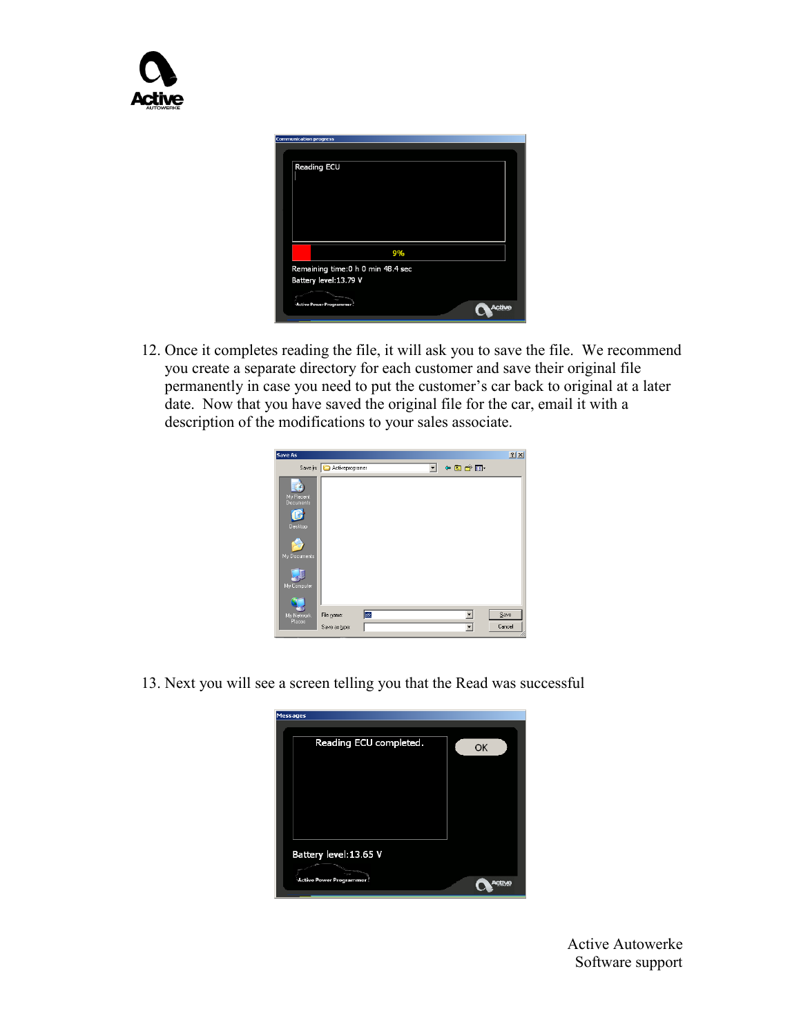12. Once it completes reading the file, it will ask you to save the file. We recommend you create a separate directory for each customer and save their original file permanently in case you need to put the customer's car back to original at a later date. Now that you have saved the original file for the car, email it with a description of the modifications to your sales associate.

13. Next you will see a screen telling you that the Read was successful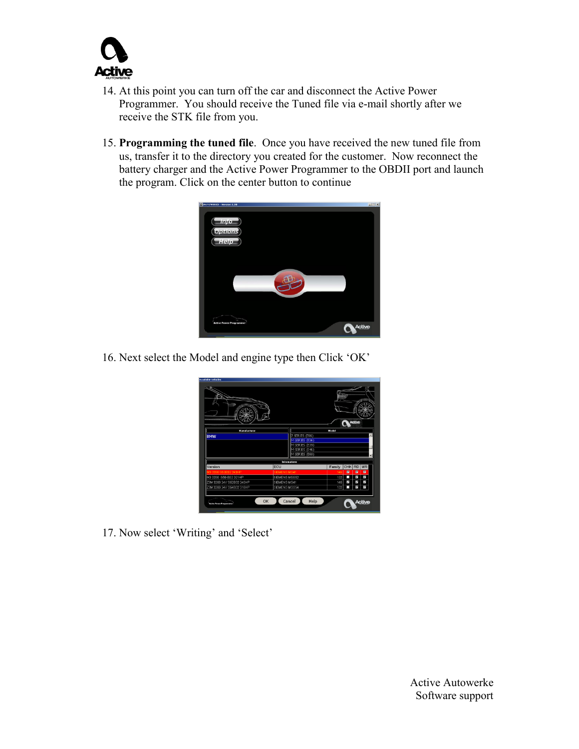14. At this point you can turn off the car and disconnect the Active Power Programmer. You should receive the Tuned file via e-mail shortly after we receive the STK file from you.

15. **Programming the tuned file**. Once you have received the new tuned file from us, transfer it to the directory you created for the customer. Now reconnect the battery charger and the Active Power Programmer to the OBDII port and launch the program. Click on the center button to continue

16. Next select the Model and engine type then Click 'OK'

17. Now select 'Writing' and 'Select'

Active Autowerke
Software support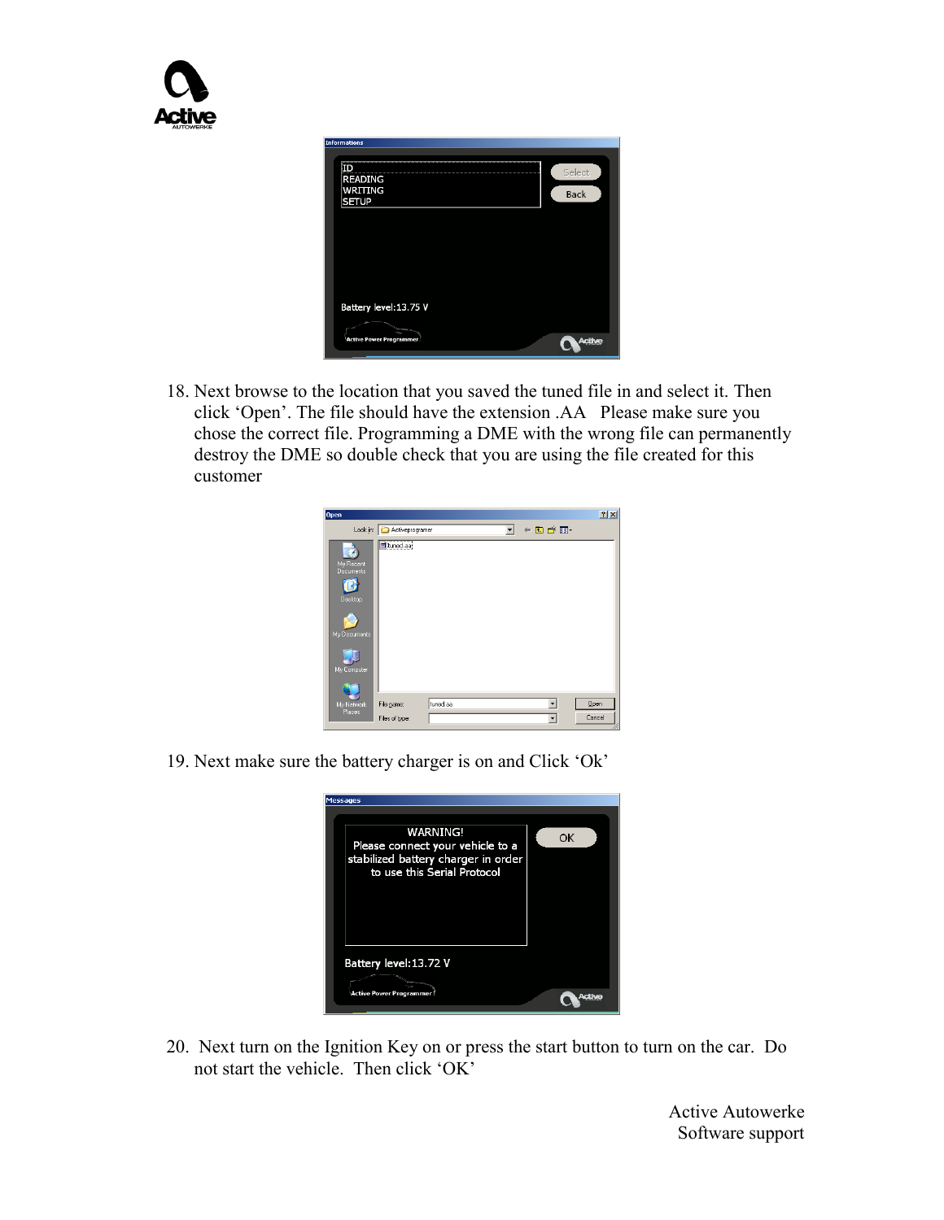18. Next browse to the location that you saved the tuned file in and select it. Then click 'Open'. The file should have the extension .AA  Please make sure you chose the correct file. Programming a DME with the wrong file can permanently destroy the DME so double check that you are using the file created for this customer

19. Next make sure the battery charger is on and Click 'Ok'

20. Next turn on the Ignition Key on or press the start button to turn on the car. Do not start the vehicle. Then click 'OK'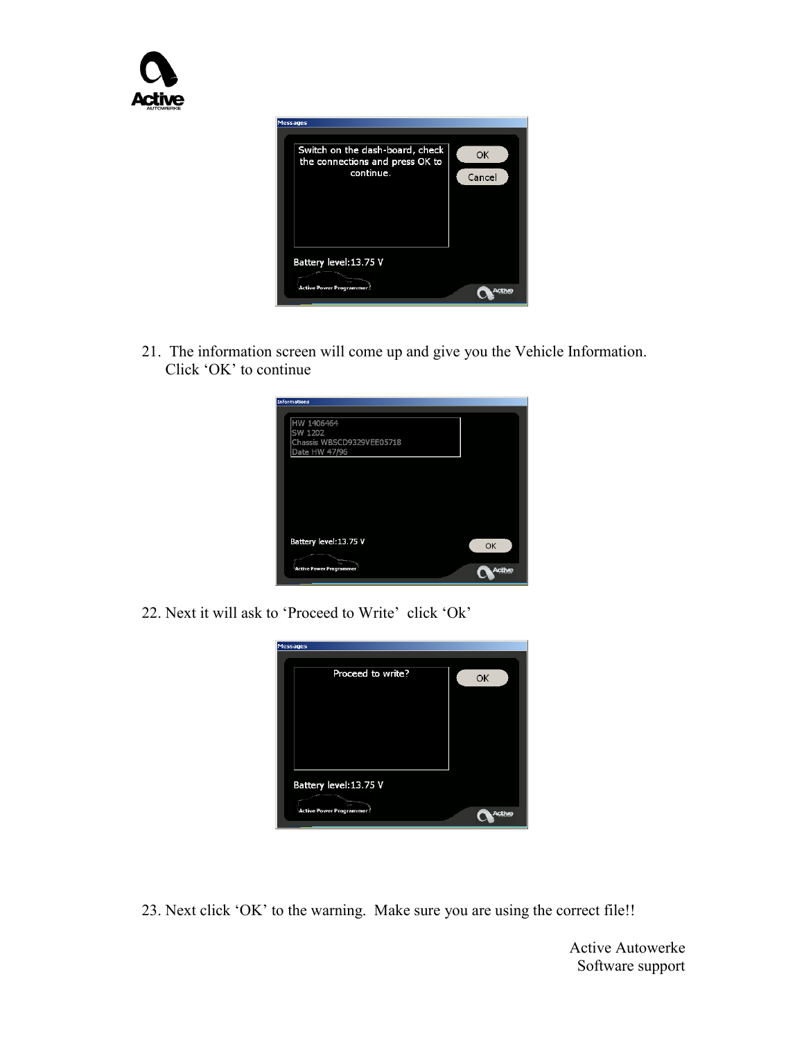21. The information screen will come up and give you the Vehicle Information. Click 'OK' to continue

22. Next it will ask to 'Proceed to Write' click 'Ok'

23. Next click 'OK' to the warning. Make sure you are using the correct file!!

Active Autowerke
Software support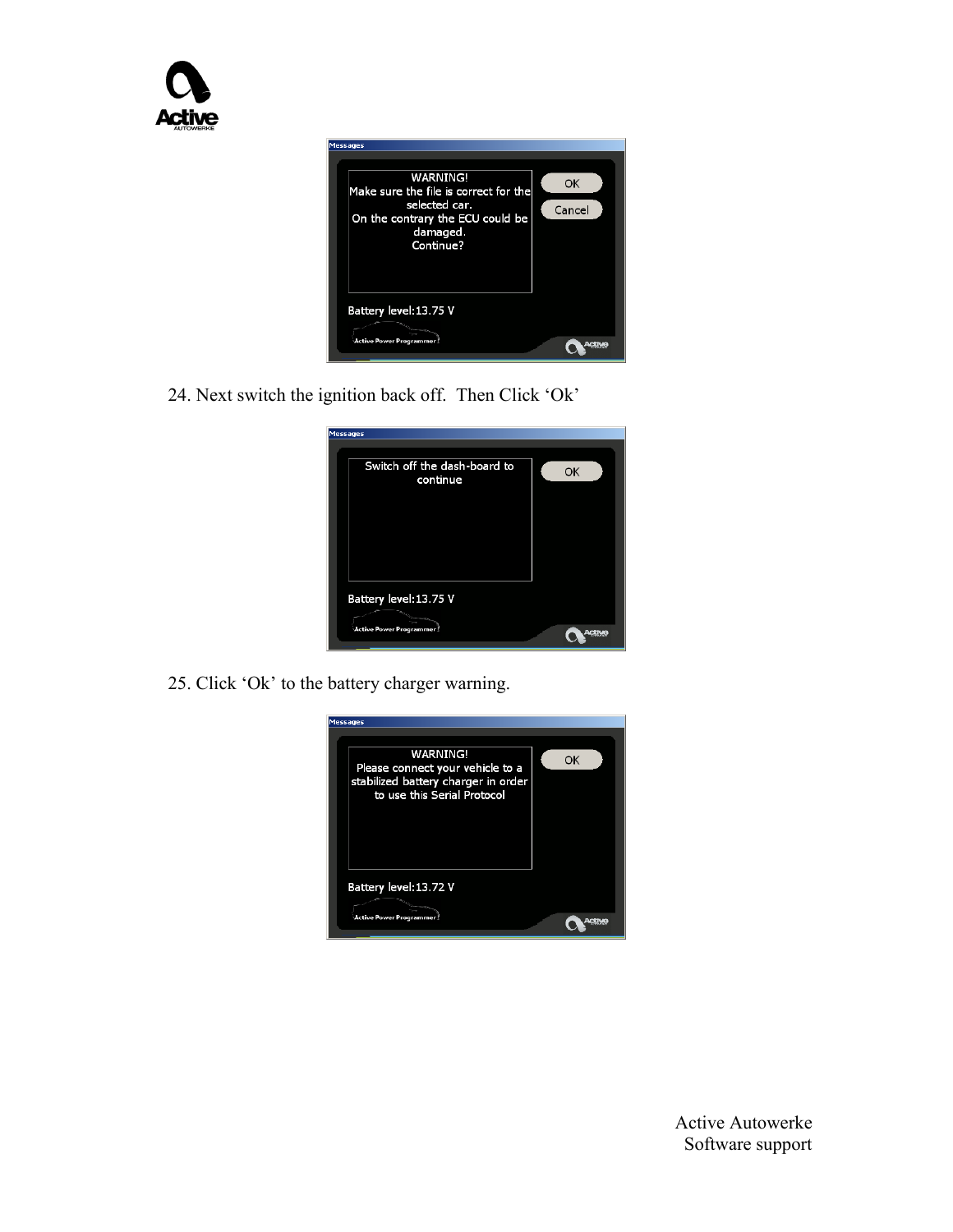Messages

WARNING!
Make sure the file is correct for the selected car.
On the contrary the ECU could be damaged.
Continue?

OK
Cancel

Battery level:13.75 V

24. Next switch the ignition back off. Then Click 'Ok'

Messages

Switch off the dash-board to continue

OK

Battery level:13.75 V

25. Click 'Ok' to the battery charger warning.

Messages

WARNING!
Please connect your vehicle to a stabilized battery charger in order to use this Serial Protocol

OK

Battery level:13.72 V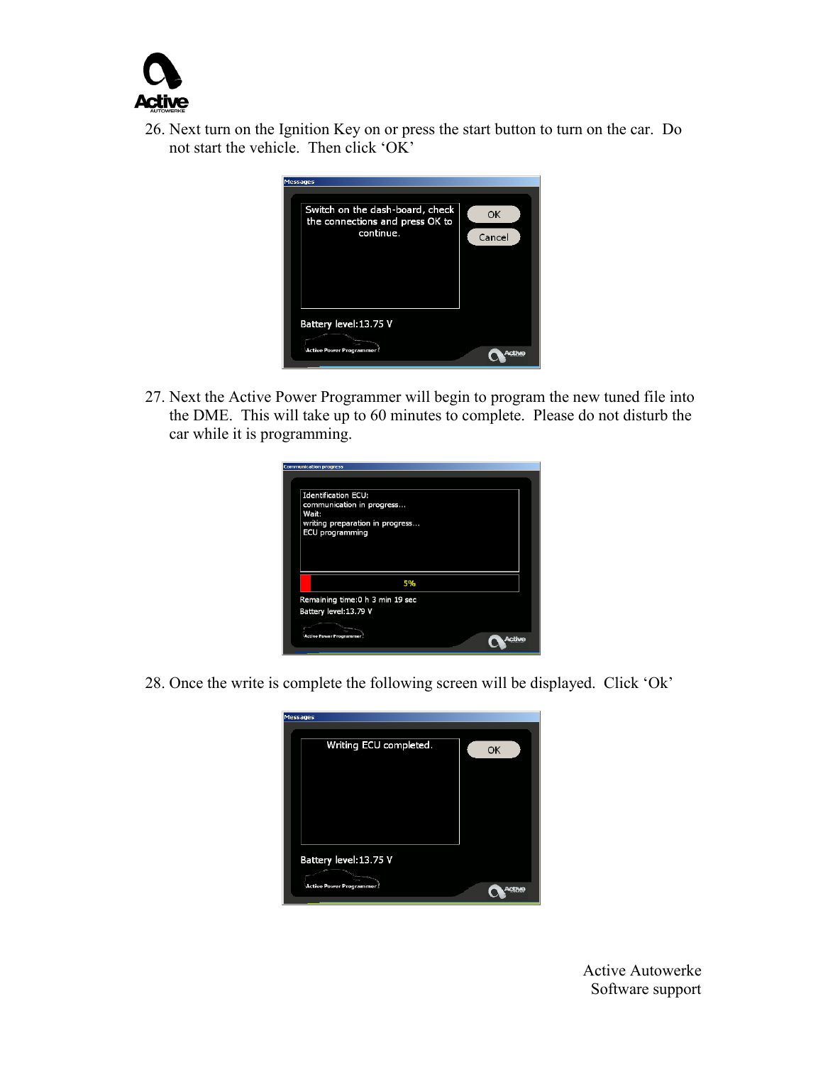26. Next turn on the Ignition Key on or press the start button to turn on the car. Do not start the vehicle. Then click 'OK'

27. Next the Active Power Programmer will begin to program the new tuned file into the DME. This will take up to 60 minutes to complete. Please do not disturb the car while it is programming.

28. Once the write is complete the following screen will be displayed. Click 'Ok'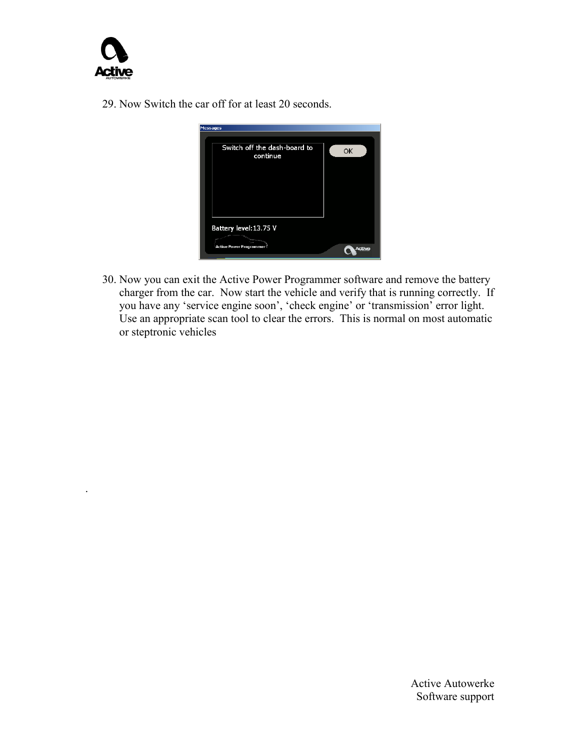29. Now Switch the car off for at least 20 seconds.

30. Now you can exit the Active Power Programmer software and remove the battery charger from the car. Now start the vehicle and verify that is running correctly. If you have any ‘service engine soon’, ‘check engine’ or ‘transmission’ error light. Use an appropriate scan tool to clear the errors. This is normal on most automatic or steptronic vehicles

.

Active Autowerke
Software support